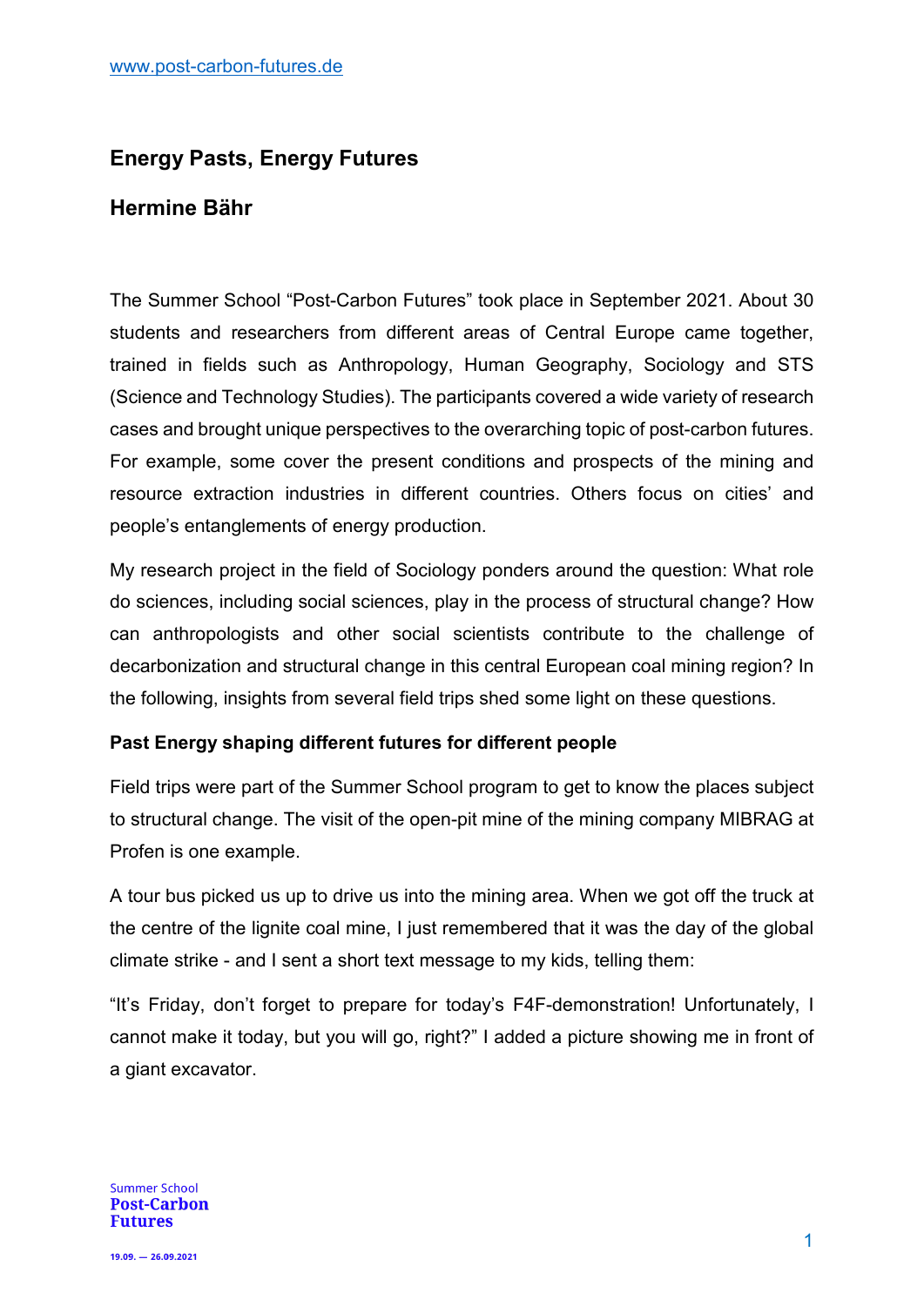www.post-carbon-futures.de

# Energy Pasts, Energy Futures

## Hermine Bähr

The Summer School "Post-Carbon Futures" took place in September 2021. About 30 students and researchers from different areas of Central Europe came together, trained in fields such as Anthropology, Human Geography, Sociology and STS (Science and Technology Studies). The participants covered a wide variety of research cases and brought unique perspectives to the overarching topic of post-carbon futures. For example, some cover the present conditions and prospects of the mining and resource extraction industries in different countries. Others focus on cities' and people's entanglements of energy production.

My research project in the field of Sociology ponders around the question: What role do sciences, including social sciences, play in the process of structural change? How can anthropologists and other social scientists contribute to the challenge of decarbonization and structural change in this central European coal mining region? In the following, insights from several field trips shed some light on these questions.

**Past Energy shaping different futures for different people**

Field trips were part of the Summer School program to get to know the places subject to structural change. The visit of the open-pit mine of the mining company MIBRAG at Profen is one example.

A tour bus picked us up to drive us into the mining area. When we got off the truck at the centre of the lignite coal mine, I just remembered that it was the day of the global climate strike - and I sent a short text message to my kids, telling them:

"It's Friday, don't forget to prepare for today's F4F-demonstration! Unfortunately, I cannot make it today, but you will go, right?" I added a picture showing me in front of a giant excavator.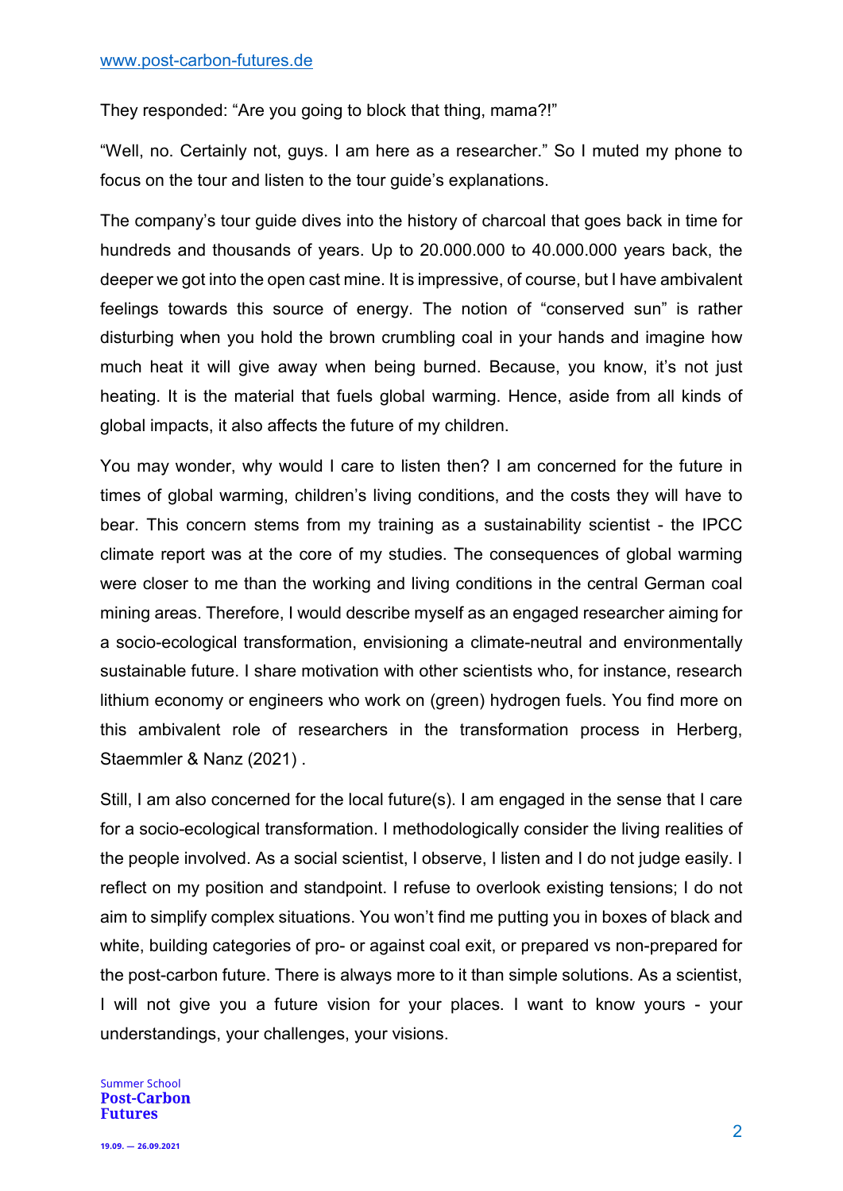They responded: “Are you going to block that thing, mama?!”

“Well, no. Certainly not, guys. I am here as a researcher.” So I muted my phone to focus on the tour and listen to the tour guide’s explanations.

The company’s tour guide dives into the history of charcoal that goes back in time for hundreds and thousands of years. Up to 20.000.000 to 40.000.000 years back, the deeper we got into the open cast mine. It is impressive, of course, but I have ambivalent feelings towards this source of energy. The notion of “conserved sun” is rather disturbing when you hold the brown crumbling coal in your hands and imagine how much heat it will give away when being burned. Because, you know, it’s not just heating. It is the material that fuels global warming. Hence, aside from all kinds of global impacts, it also affects the future of my children.

You may wonder, why would I care to listen then? I am concerned for the future in times of global warming, children’s living conditions, and the costs they will have to bear. This concern stems from my training as a sustainability scientist - the IPCC climate report was at the core of my studies. The consequences of global warming were closer to me than the working and living conditions in the central German coal mining areas. Therefore, I would describe myself as an engaged researcher aiming for a socio-ecological transformation, envisioning a climate-neutral and environmentally sustainable future. I share motivation with other scientists who, for instance, research lithium economy or engineers who work on (green) hydrogen fuels. You find more on this ambivalent role of researchers in the transformation process in Herberg, Staemmler & Nanz (2021) .

Still, I am also concerned for the local future(s). I am engaged in the sense that I care for a socio-ecological transformation. I methodologically consider the living realities of the people involved. As a social scientist, I observe, I listen and I do not judge easily. I reflect on my position and standpoint. I refuse to overlook existing tensions; I do not aim to simplify complex situations. You won’t find me putting you in boxes of black and white, building categories of pro- or against coal exit, or prepared vs non-prepared for the post-carbon future. There is always more to it than simple solutions. As a scientist, I will not give you a future vision for your places. I want to know yours - your understandings, your challenges, your visions.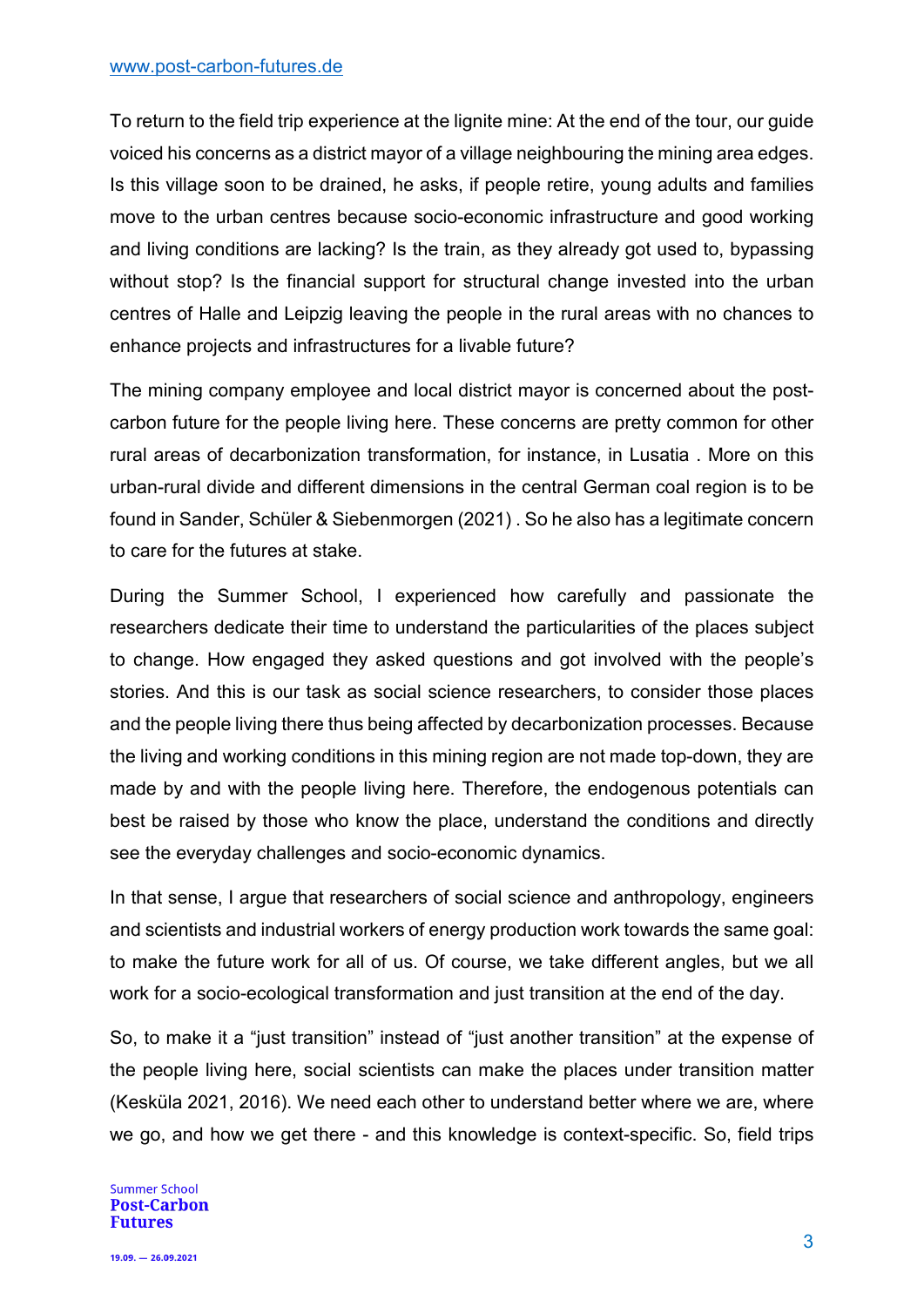To return to the field trip experience at the lignite mine: At the end of the tour, our guide voiced his concerns as a district mayor of a village neighbouring the mining area edges. Is this village soon to be drained, he asks, if people retire, young adults and families move to the urban centres because socio-economic infrastructure and good working and living conditions are lacking? Is the train, as they already got used to, bypassing without stop? Is the financial support for structural change invested into the urban centres of Halle and Leipzig leaving the people in the rural areas with no chances to enhance projects and infrastructures for a livable future?

The mining company employee and local district mayor is concerned about the post-carbon future for the people living here. These concerns are pretty common for other rural areas of decarbonization transformation, for instance, in Lusatia . More on this urban-rural divide and different dimensions in the central German coal region is to be found in Sander, Schüler & Siebenmorgen (2021) . So he also has a legitimate concern to care for the futures at stake.

During the Summer School, I experienced how carefully and passionate the researchers dedicate their time to understand the particularities of the places subject to change. How engaged they asked questions and got involved with the people's stories. And this is our task as social science researchers, to consider those places and the people living there thus being affected by decarbonization processes. Because the living and working conditions in this mining region are not made top-down, they are made by and with the people living here. Therefore, the endogenous potentials can best be raised by those who know the place, understand the conditions and directly see the everyday challenges and socio-economic dynamics.

In that sense, I argue that researchers of social science and anthropology, engineers and scientists and industrial workers of energy production work towards the same goal: to make the future work for all of us. Of course, we take different angles, but we all work for a socio-ecological transformation and just transition at the end of the day.

So, to make it a "just transition" instead of "just another transition" at the expense of the people living here, social scientists can make the places under transition matter (Kesküla 2021, 2016). We need each other to understand better where we are, where we go, and how we get there - and this knowledge is context-specific. So, field trips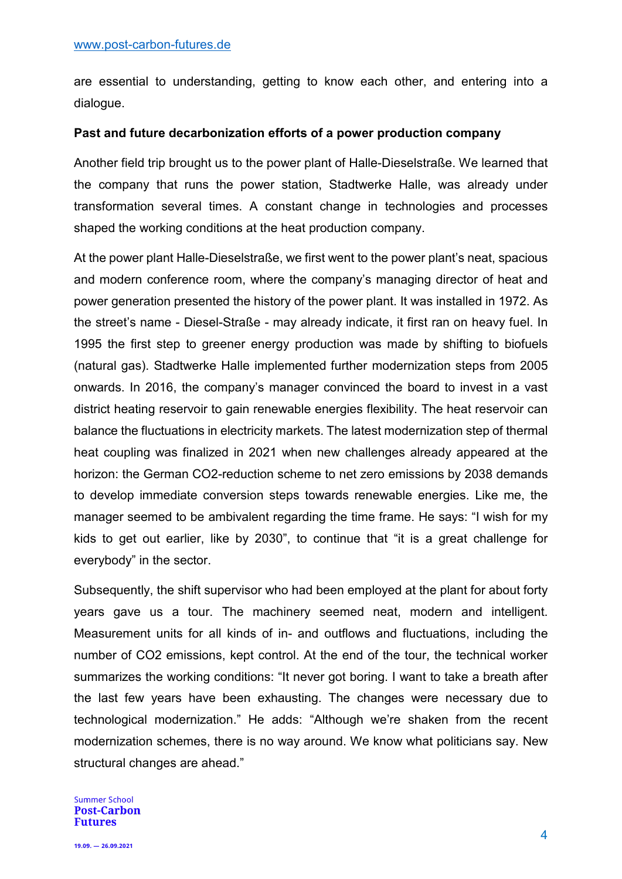are essential to understanding, getting to know each other, and entering into a dialogue.

**Past and future decarbonization efforts of a power production company**

Another field trip brought us to the power plant of Halle-Dieselstraße. We learned that the company that runs the power station, Stadtwerke Halle, was already under transformation several times. A constant change in technologies and processes shaped the working conditions at the heat production company.

At the power plant Halle-Dieselstraße, we first went to the power plant's neat, spacious and modern conference room, where the company's managing director of heat and power generation presented the history of the power plant. It was installed in 1972. As the street's name - Diesel-Straße - may already indicate, it first ran on heavy fuel. In 1995 the first step to greener energy production was made by shifting to biofuels (natural gas). Stadtwerke Halle implemented further modernization steps from 2005 onwards. In 2016, the company's manager convinced the board to invest in a vast district heating reservoir to gain renewable energies flexibility. The heat reservoir can balance the fluctuations in electricity markets. The latest modernization step of thermal heat coupling was finalized in 2021 when new challenges already appeared at the horizon: the German $CO_2$-reduction scheme to net zero emissions by 2038 demands to develop immediate conversion steps towards renewable energies. Like me, the manager seemed to be ambivalent regarding the time frame. He says: "I wish for my kids to get out earlier, like by 2030", to continue that "it is a great challenge for everybody" in the sector.

Subsequently, the shift supervisor who had been employed at the plant for about forty years gave us a tour. The machinery seemed neat, modern and intelligent. Measurement units for all kinds of in- and outflows and fluctuations, including the number of $CO_2$ emissions, kept control. At the end of the tour, the technical worker summarizes the working conditions: "It never got boring. I want to take a breath after the last few years have been exhausting. The changes were necessary due to technological modernization." He adds: "Although we're shaken from the recent modernization schemes, there is no way around. We know what politicians say. New structural changes are ahead."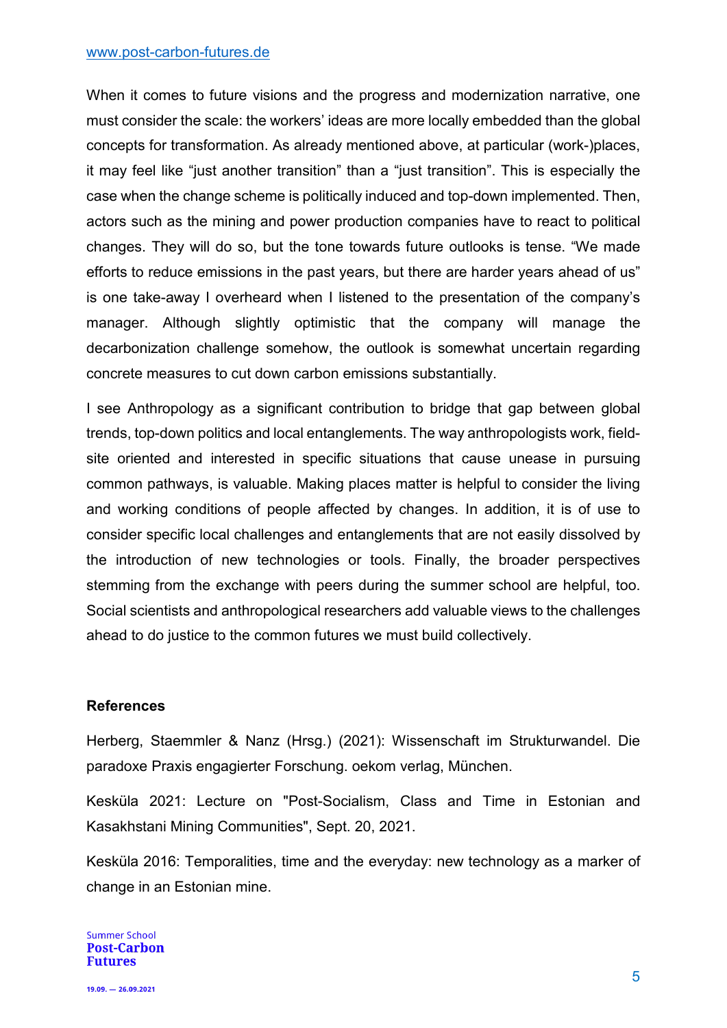When it comes to future visions and the progress and modernization narrative, one must consider the scale: the workers' ideas are more locally embedded than the global concepts for transformation. As already mentioned above, at particular (work-)places, it may feel like "just another transition" than a "just transition". This is especially the case when the change scheme is politically induced and top-down implemented. Then, actors such as the mining and power production companies have to react to political changes. They will do so, but the tone towards future outlooks is tense. "We made efforts to reduce emissions in the past years, but there are harder years ahead of us" is one take-away I overheard when I listened to the presentation of the company's manager. Although slightly optimistic that the company will manage the decarbonization challenge somehow, the outlook is somewhat uncertain regarding concrete measures to cut down carbon emissions substantially.

I see Anthropology as a significant contribution to bridge that gap between global trends, top-down politics and local entanglements. The way anthropologists work, field-site oriented and interested in specific situations that cause unease in pursuing common pathways, is valuable. Making places matter is helpful to consider the living and working conditions of people affected by changes. In addition, it is of use to consider specific local challenges and entanglements that are not easily dissolved by the introduction of new technologies or tools. Finally, the broader perspectives stemming from the exchange with peers during the summer school are helpful, too. Social scientists and anthropological researchers add valuable views to the challenges ahead to do justice to the common futures we must build collectively.

**References**

Herberg, Staemmler & Nanz (Hrsg.) (2021): Wissenschaft im Strukturwandel. Die paradoxe Praxis engagierter Forschung. oekom verlag, München.

Kesküla 2021: Lecture on "Post-Socialism, Class and Time in Estonian and Kasakhstani Mining Communities", Sept. 20, 2021.

Kesküla 2016: Temporalities, time and the everyday: new technology as a marker of change in an Estonian mine.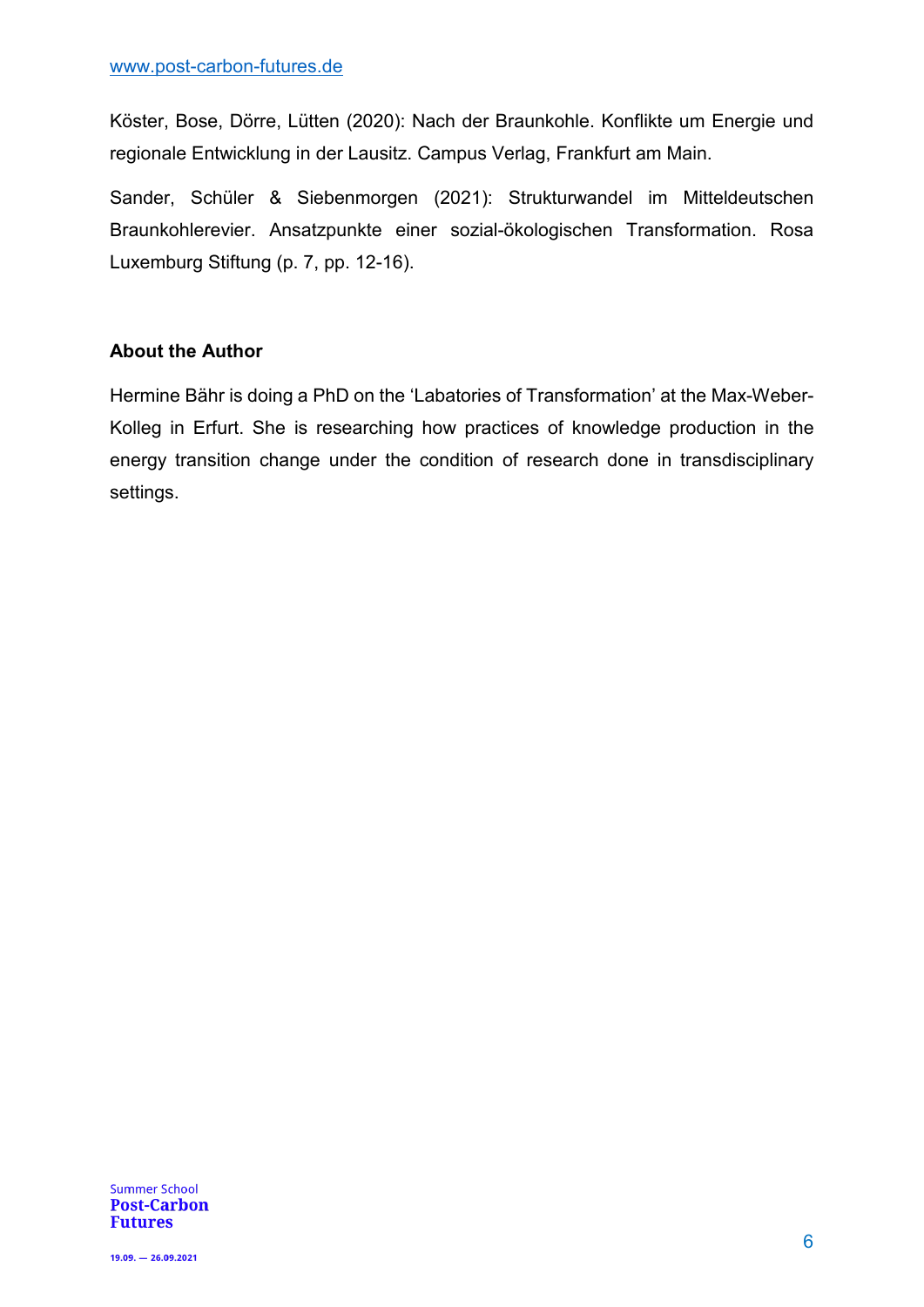Köster, Bose, Dörre, Lütten (2020): Nach der Braunkohle. Konflikte um Energie und regionale Entwicklung in der Lausitz. Campus Verlag, Frankfurt am Main.

Sander, Schüler & Siebenmorgen (2021): Strukturwandel im Mitteldeutschen Braunkohlerevier. Ansatzpunkte einer sozial-ökologischen Transformation. Rosa Luxemburg Stiftung (p. 7, pp. 12-16).

**About the Author**

Hermine Bähr is doing a PhD on the 'Labatories of Transformation' at the Max-Weber-Kolleg in Erfurt. She is researching how practices of knowledge production in the energy transition change under the condition of research done in transdisciplinary settings.